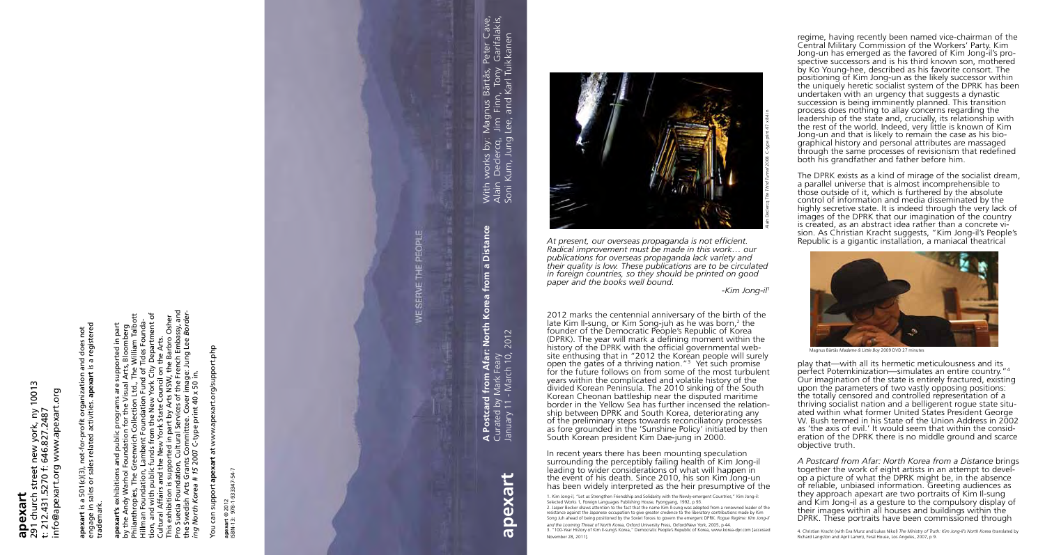**apexart**
291 church street new york, ny 10013
t: 212.431.5270 f: 646.827.2487
info@apexart.org www.apexart.org

**apexart** is a 501(c)(3), not-for-profit organization and does not engage in sales or sales related activities. **apexart** is a registered trademark.

**apexart's** exhibitions and public programs are supported in part by the Andy Warhol Foundation for the Visual Arts, Bloomberg Philanthropies, The Greenwich Collection Ltd., The William Talbott Hillman Foundation, Lambent Foundation Fund of Tides Foundation, and with public funds from the New York City Department of Cultural Affairs and the New York State Council on the Arts.
This exhibition is supported in part by Arts NSW, the Barbro Osher Pro Suecia Foundation, Cultural Services of the French Embassy, and the Swedish Arts Grants Committee. Cover image: Jung Lee *Bordering North Korea # 15* 2007 C-type print 40 x 50 in.

You can support **apexart** at www.apexart.org/support.php

**apexart** © 2012
ISBN-13: 978-1-933347-54-7

WE SERVE THE PEOPLE

**apexart**

# A Postcard from Afar: North Korea from a Distance

Curated by Mark Feary
January 11 - March 10, 2012

With works by: Magnus Bärtås, Peter Cave, Alain Declercq, Jim Finn, Tony Garifalakis, Soni Kum, Jung Lee, and Karl Tuikkanen

Alain Declercq *The Third Tunnel* 2008 C-type print 47 x 84 in

*At present, our overseas propaganda is not efficient. Radical improvement must be made in this work… our publications for overseas propaganda lack variety and their quality is low. These publications are to be circulated in foreign countries, so they should be printed on good paper and the books well bound.*

*-Kim Jong-il*[1]

2012 marks the centennial anniversary of the birth of the late Kim Il-sung, or Kim Song-juh as he was born,[2] the founder of the Democratic People's Republic of Korea (DPRK). The year will mark a defining moment within the history of the DPRK with the official governmental website enthusing that in "2012 the Korean people will surely open the gates of a thriving nation."[3] Yet such promise for the future follows on from some of the most turbulent years within the complicated and volatile history of the divided Korean Peninsula. The 2010 sinking of the South Korean Cheonan battleship near the disputed maritime border in the Yellow Sea has further incensed the relationship between DPRK and South Korea, deteriorating any of the preliminary steps towards reconciliatory processes as fore grounded in the 'Sunshine Policy' initiated by then South Korean president Kim Dae-jung in 2000.

In recent years there has been mounting speculation surrounding the perceptibly failing health of Kim Jong-il leading to wider considerations of what will happen in the event of his death. Since 2010, his son Kim Jong-un has been widely interpreted as the heir presumptive of the regime, having recently been named vice-chairman of the Central Military Commission of the Workers' Party. Kim Jong-un has emerged as the favored of Kim Jong-il's prospective successors and is his third known son, mothered by Ko Young-hee, described as his favorite consort. The positioning of Kim Jong-un as the likely successor within the uniquely heretic socialist system of the DPRK has been undertaken with an urgency that suggests a dynastic succession is being imminently planned. This transition process does nothing to allay concerns regarding the leadership of the state and, crucially, its relationship with the rest of the world. Indeed, very little is known of Kim Jong-un and that is likely to remain the case as his biographical history and personal attributes are massaged through the same processes of revisionism that redefined both his grandfather and father before him.

The DPRK exists as a kind of mirage of the socialist dream, a parallel universe that is almost incomprehensible to those outside of it, which is furthered by the absolute control of information and media disseminated by the highly secretive state. It is indeed through the very lack of images of the DPRK that our imagination of the country is created, as an abstract idea rather than a concrete vision. As Christian Kracht suggests, "Kim Jong-il's People's Republic is a gigantic installation, a maniacal theatrical

Magnus Bärtås *Madame & Little Boy* 2009 DVD 27 minutes

play that—with all its hermetic meticulousness and its perfect Potemkinization—simulates an entire country."[4] Our imagination of the state is entirely fractured, existing upon the parameters of two vastly opposing positions: the totally censored and controlled representation of a thriving socialist nation and a belligerent rogue state situated within what former United States President George W. Bush termed in his State of the Union Address in 2002 as 'the axis of evil.' It would seem that within the consideration of the DPRK there is no middle ground and scarce objective truth.

*A Postcard from Afar: North Korea from a Distance* brings together the work of eight artists in an attempt to develop a picture of what the DPRK might be, in the absence of reliable, unbiased information. Greeting audiences as they approach apexart are two portraits of Kim Il-sung and Kim Jong-il as a gesture to the compulsory display of their images within all houses and buildings within the DPRK. These portraits have been commissioned through

1. Kim Jong-il, "Let us Strengthen Friendship and Solidarity with the Newly-emergent Countries," Kim Jong-il: Selected Works 1, Foreign Languages Publishing House, Pyongyang, 1992, p 93.
2. Jasper Becker draws attention to the fact that the name Kim Il-sung was adopted from a renowned leader of the resistance against the Japanese occupation to give greater credence to the liberatory contributions made by Kim Song Juh ahead of being positioned by the Soviet forces to govern the emergent DPRK. *Rogue Regime: Kim Jong-il and the Looming Threat of North Korea*, Oxford University Press, Oxford/New York, 2005, p 44.
3. "100-Year History of Kim Il-sung's Korea," Democratic People's Republic of Korea, www.korea-dpr.com [accessed November 28, 2011].
4. Christian Kracht (with Eva Munz and Lukas Nikol) *The Ministry of Truth: Kim Jong-il's North Korea* (translated by Richard Langston and April Lamm), Feral House, Los Angeles, 2007, p 9.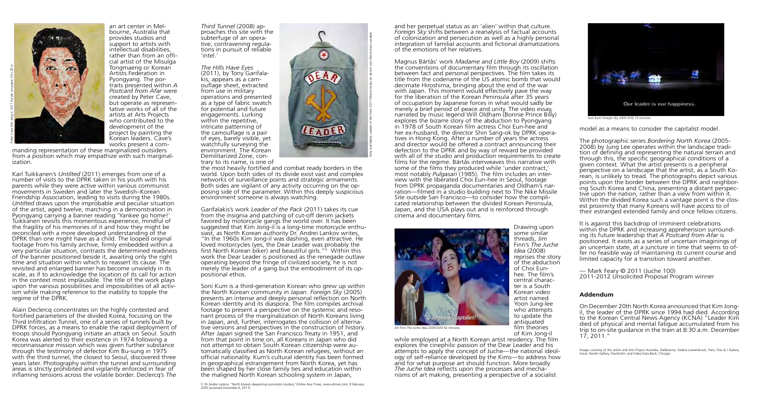an art center in Melbourne, Australia that provides studios and support to artists with intellectual disabilities, rather than from an official artist of the Misulga Tongmaeng or Korean Artists Federation in Pyongyang. The portraits presented within *A Postcard from Afar* were created by Peter Cave, but operate as representative works of all of the artists at Arts Projects who contributed to the development of the project by painting the Korean leaders. Cave's works present a commanding representation of these marginalized outsiders from a position which may empathize with such marginalization.

Peter Cave *Kim Jong-il*, 2011 Acrylic on paper 24 x 20 in

Karl Tuikkanen's *Untilted* (2011) emerges from one of a number of visits to the DPRK taken in his youth with his parents while they were active within various communist movements in Sweden and later the Swedish–Korean Friendship Association, leading to visits during the 1980s. *Untilted* draws upon the improbable and peculiar situation of the artist, aged twelve, marching in a demonstration in Pyongyang carrying a banner reading 'Yankee go home!' Tuikkanen revisits this momentous experience, mindful of the fragility of his memories of it and how they might be reconciled with a more developed understanding of the DPRK than one might have as a child. The looped original footage from his family archive, firmly embedded within a very particular situation, contrasts the determined readiness of the banner positioned beside it, awaiting only the right time and situation within which to reassert its cause. The revisited and enlarged banner has become unwieldy in its scale, as if to acknowledge the location of its call for action in the context most implausible. The title of the work plays upon the various possibilities and impossibilities of all activism while making reference to the inability to topple the regime of the DPRK.

Alain Declercq concentrates on the highly contested and fortified parameters of the divided Korea, focusing on the Third Infiltration Tunnel, one of a series of tunnels built by DPRK forces, as a means to enable the rapid deployment of troops should Pyongyang initiate an attack on Seoul. South Korea was alerted to their existence in 1974 following a reconnaissance mission which was given further substance through the testimony of defector Kim Bu-sung in 1975 with the third tunnel, the closest to Seoul, discovered three years later. Photography within the tunnel and surrounding areas is strictly prohibited and vigilantly enforced in fear of inflaming tensions across the volatile border. Declercq's *The Third Tunnel* (2008) approaches this site with the subterfuge of an operative, contravening regulations in pursuit of reliable 'intel.'

*The Hills Have Eyes* (2011), by Tony Garifalakis, appears as a camouflage sheet, extracted from use in military operations and presented as a type of fabric swatch for potential and future engagements. Lurking within the repetitive, intricate patterning of the camouflage is a pair of eyes, barely visible, yet watchfully surveying the environment. The Korean Demilitarized Zone, contrary to its name, is one of the most heavily fortified and combat ready borders in the world. Upon both sides of its divide exist vast and complex networks of surveillance points and strategic armaments. Both sides are vigilant of any activity occurring on the opposing side of the parameter. Within this deeply suspicious environment someone is always watching.

Tony Garifalakis *Leader of the Pack* 2011 Mixed media on denim vest Dimensions variable

Garifalakis's work *Leader of the Pack* (2011) takes its cue from the insignia and patching of cut-off denim jackets favored by motorcycle gangs the world over. It has been suggested that Kim Jong-il is a long-time motorcycle enthusiast, as North Korean authority Dr. Andrei Lankov writes, "In the 1960s Kim Jong-il was dashing, even attractive. He loved motorcycles (yes, the Dear Leader was probably the first North Korean biker) and beautiful girls."[5] Within this work the Dear Leader is positioned as the renegade outlaw operating beyond the fringe of civilized society, he is not merely the leader of a gang but the embodiment of its oppositional ethos.

Soni Kum is a third-generation Korean who grew up within the North Korean community in Japan. *Foreign Sky* (2005) presents an intense and deeply personal reflection on North Korean identity and its diaspora. The film compiles archival footage to present a perspective on the systemic and resonant process of the marginalization of North Koreans living in Japan, and, further, interrogates the collision of alternative versions and perspectives in the construction of history. After Japan signed the San Francisco Treaty in 1951, and from that point in time on, all Koreans in Japan who did not attempt to obtain South Korean citizenship were automatically classified as North Korean refugees, without an official nationality. Kum's cultural identity has been formed in geographical estrangement from North Korea, yet has been shaped by her close family ties and education within the maligned North Korean schooling system in Japan, and her perpetual status as an 'alien' within that culture. *Foreign Sky* shifts between a reanalysis of factual accounts of colonization and persecution as well as a highly personal integration of familial accounts and fictional dramatizations of the emotions of her relatives.

Magnus Bärtås' work *Madame and Little Boy* (2009) shifts the conventions of documentary film through its oscillation between fact and personal perspectives. The film takes its title from the codename of the US atomic bomb that would decimate Hiroshima, bringing about the end of the war with Japan. This moment would effectively pave the way for the liberation of the Korean Peninsula after 35 years of occupation by Japanese forces in what would sadly be merely a brief period of peace and unity. The video essay, narrated by music legend Will Oldham (Bonnie Prince Billy) explores the bizarre story of the abduction to Pyongyang in 1978 of South Korean film actress Choi Eun-hee and her ex-husband, the director Shin Sang-ok by DPRK operatives in Hong Kong. After a number of years the actress and director would be offered a contract announcing their defection to the DPRK and by way of reward be provided with all of the studio and production requirements to create films for the regime. Bärtås interweaves this narrative with some of the films they produced while 'under contract,' most notably *Pulgasari* (1985). The film includes an interview with the liberated Choi Eun-hee in Seoul, footage from DPRK propaganda documentaries and Oldham's narration—filmed in a studio building next to The Nike Missile Site outside San Francisco—to consider how the complicated relationship between the divided Korean Peninsula, Japan, and the USA plays out and is reinforced through cinema and documentary films.

Jim Finn *The Juche Idea* 2008 DVD 62 minutes

Drawing upon some similar threads, Jim Finn's *The Juche Idea* (2008) reprises the story of the abduction of Choi Eun-hee. The film's central character is a South Korean video artist named Yoon Jung-lee who attempts to update the antiquated film theories of Kim Jong-il while employed at a North Korean artist residency. The film explores the cinephilic passion of the Dear Leader and his attempts to apply the concept of Juche—the national ideology of self-reliance developed by the Kims—to address how and for what purpose art should function. More broadly *The Juche Idea* reflects upon the processes and mechanisms of art making, presenting a perspective of a socialist model as a means to consider the capitalist model.

Soni Kum *Foreign Sky* 2005 DVD 70 minutes

The photographic series *Bordering North Korea* (2005-2008) by Jung Lee operates within the landscape tradition of defining and representing the natural terrain and through this, the specific geographical conditions of a given context. What the artist presents is a peripheral perspective on a landscape that the artist, as a South Korean, is unlikely to tread. The photographs depict various points upon the border between the DPRK and neighboring South Korea and China, presenting a distant perspective upon the nation, rather than a view from within it. Within the divided Korea such a vantage point is the closest proximity that many Koreans will have access to of their estranged extended family and once fellow citizens.

It is against this backdrop of imminent celebrations within the DPRK and increasing apprehension surrounding its future leadership that *A Postcard from Afar* is positioned. It exists as a series of uncertain imaginings of an uncertain state, at a juncture in time that seems to offer no feasible way of maintaining its current course and limited capacity for a transition toward another.

— Mark Feary © 2011 (Juche 100)
2011-2012 Unsolicited Proposal Program winner

## Addendum

On December 20th North Korea announced that Kim Jong-il, the leader of the DPRK since 1994 had died. According to the Korean Central News Agency (KCNA) "Leader Kim died of physical and mental fatigue accumulated from his trip to on-site guidance in the train at 8:30 a.m. December 17, 2011."

5. Dr Andrei Lankov, "North Korea's deepening succession mystery," Online Asia Times, www.atimes.com, 8 February 2005 [accessed December 6, 2011].

Images courtesy of the artists and Arts Project Australia, Melbourne; Galerie Loevenbruck, Paris; One & J Gallery, Seoul; Nordin Gallery, Stockholm; and Video Data Bank, Chicago.